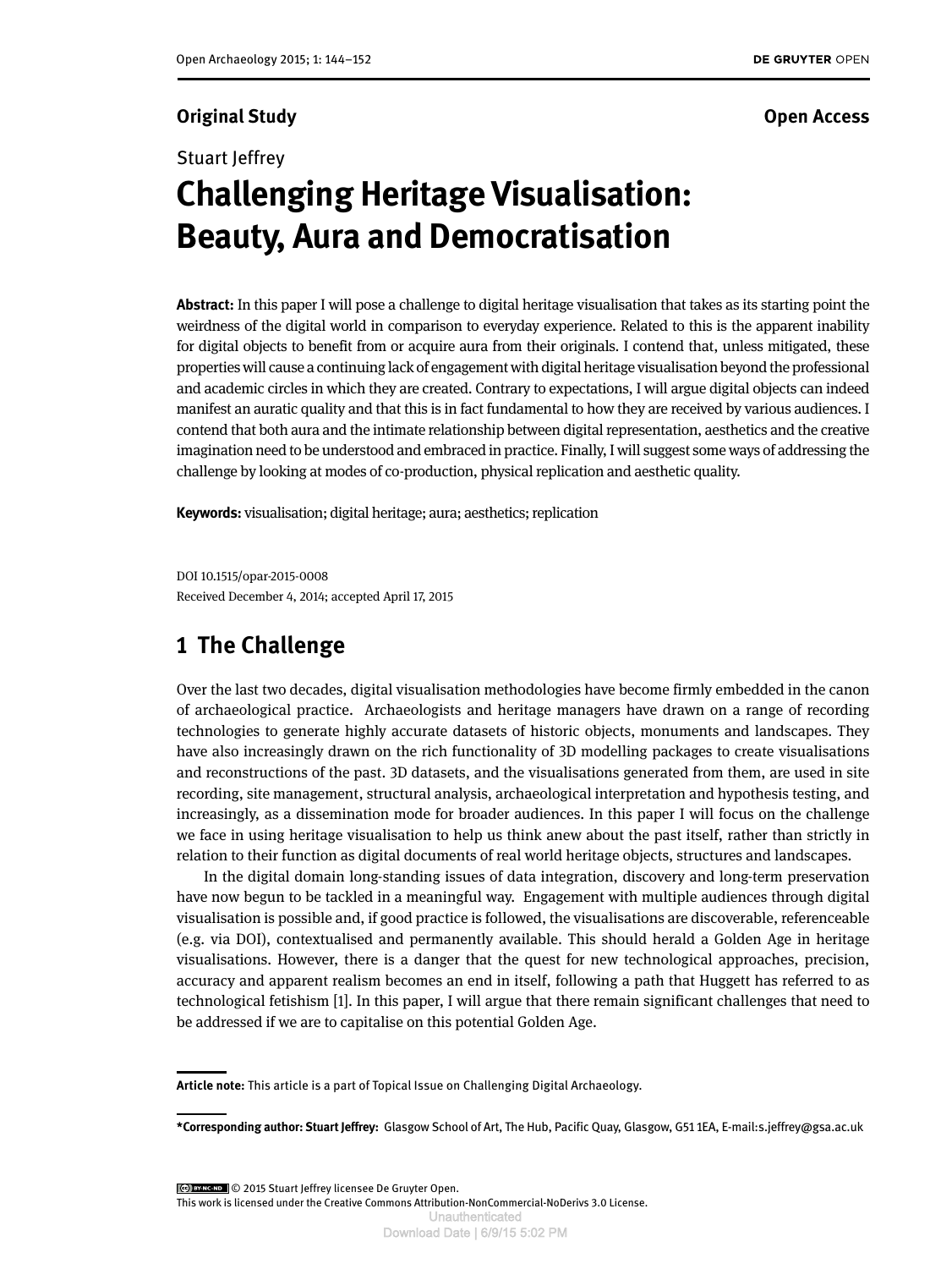**Original Study** **Open Access**

Stuart Jeffrey

# Challenging Heritage Visualisation: Beauty, Aura and Democratisation

**Abstract:** In this paper I will pose a challenge to digital heritage visualisation that takes as its starting point the weirdness of the digital world in comparison to everyday experience. Related to this is the apparent inability for digital objects to benefit from or acquire aura from their originals. I contend that, unless mitigated, these properties will cause a continuing lack of engagement with digital heritage visualisation beyond the professional and academic circles in which they are created. Contrary to expectations, I will argue digital objects can indeed manifest an auratic quality and that this is in fact fundamental to how they are received by various audiences. I contend that both aura and the intimate relationship between digital representation, aesthetics and the creative imagination need to be understood and embraced in practice. Finally, I will suggest some ways of addressing the challenge by looking at modes of co-production, physical replication and aesthetic quality.

**Keywords:** visualisation; digital heritage; aura; aesthetics; replication

DOI 10.1515/opar-2015-0008
Received December 4, 2014; accepted April 17, 2015

## 1 The Challenge

Over the last two decades, digital visualisation methodologies have become firmly embedded in the canon of archaeological practice. Archaeologists and heritage managers have drawn on a range of recording technologies to generate highly accurate datasets of historic objects, monuments and landscapes. They have also increasingly drawn on the rich functionality of 3D modelling packages to create visualisations and reconstructions of the past. 3D datasets, and the visualisations generated from them, are used in site recording, site management, structural analysis, archaeological interpretation and hypothesis testing, and increasingly, as a dissemination mode for broader audiences. In this paper I will focus on the challenge we face in using heritage visualisation to help us think anew about the past itself, rather than strictly in relation to their function as digital documents of real world heritage objects, structures and landscapes.

In the digital domain long-standing issues of data integration, discovery and long-term preservation have now begun to be tackled in a meaningful way. Engagement with multiple audiences through digital visualisation is possible and, if good practice is followed, the visualisations are discoverable, referenceable (e.g. via DOI), contextualised and permanently available. This should herald a Golden Age in heritage visualisations. However, there is a danger that the quest for new technological approaches, precision, accuracy and apparent realism becomes an end in itself, following a path that Huggett has referred to as technological fetishism [1]. In this paper, I will argue that there remain significant challenges that need to be addressed if we are to capitalise on this potential Golden Age.

---

**Article note:** This article is a part of Topical Issue on Challenging Digital Archaeology.

---

***Corresponding author: Stuart Jeffrey:** Glasgow School of Art, The Hub, Pacific Quay, Glasgow, G51 1EA, E-mail:s.jeffrey@gsa.ac.uk

© 2015 Stuart Jeffrey licensee De Gruyter Open.
This work is licensed under the Creative Commons Attribution-NonCommercial-NoDerivs 3.0 License.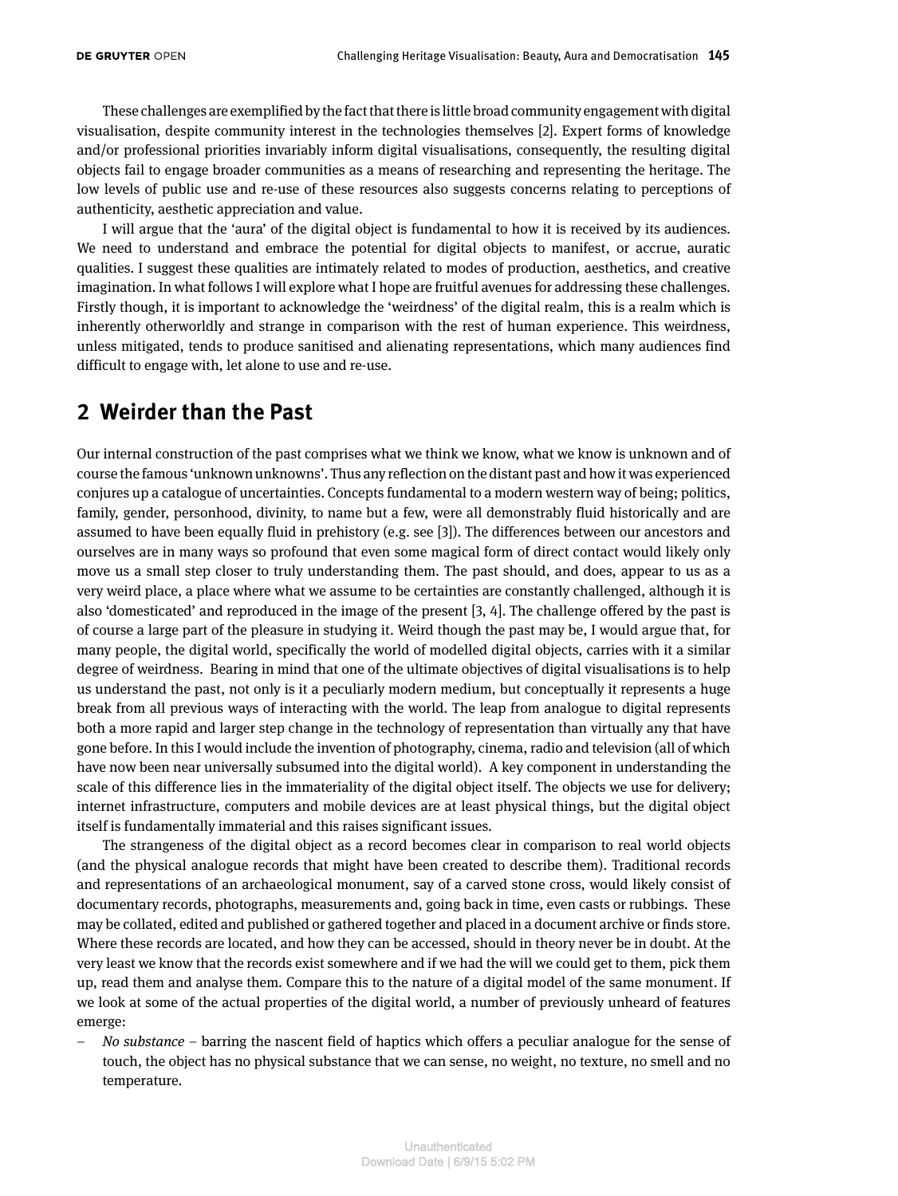These challenges are exemplified by the fact that there is little broad community engagement with digital visualisation, despite community interest in the technologies themselves [2]. Expert forms of knowledge and/or professional priorities invariably inform digital visualisations, consequently, the resulting digital objects fail to engage broader communities as a means of researching and representing the heritage. The low levels of public use and re-use of these resources also suggests concerns relating to perceptions of authenticity, aesthetic appreciation and value.

I will argue that the 'aura' of the digital object is fundamental to how it is received by its audiences. We need to understand and embrace the potential for digital objects to manifest, or accrue, auratic qualities. I suggest these qualities are intimately related to modes of production, aesthetics, and creative imagination. In what follows I will explore what I hope are fruitful avenues for addressing these challenges. Firstly though, it is important to acknowledge the 'weirdness' of the digital realm, this is a realm which is inherently otherworldly and strange in comparison with the rest of human experience. This weirdness, unless mitigated, tends to produce sanitised and alienating representations, which many audiences find difficult to engage with, let alone to use and re-use.

## 2 Weirder than the Past

Our internal construction of the past comprises what we think we know, what we know is unknown and of course the famous 'unknown unknowns'. Thus any reflection on the distant past and how it was experienced conjures up a catalogue of uncertainties. Concepts fundamental to a modern western way of being; politics, family, gender, personhood, divinity, to name but a few, were all demonstrably fluid historically and are assumed to have been equally fluid in prehistory (e.g. see [3]). The differences between our ancestors and ourselves are in many ways so profound that even some magical form of direct contact would likely only move us a small step closer to truly understanding them. The past should, and does, appear to us as a very weird place, a place where what we assume to be certainties are constantly challenged, although it is also 'domesticated' and reproduced in the image of the present [3, 4]. The challenge offered by the past is of course a large part of the pleasure in studying it. Weird though the past may be, I would argue that, for many people, the digital world, specifically the world of modelled digital objects, carries with it a similar degree of weirdness. Bearing in mind that one of the ultimate objectives of digital visualisations is to help us understand the past, not only is it a peculiarly modern medium, but conceptually it represents a huge break from all previous ways of interacting with the world. The leap from analogue to digital represents both a more rapid and larger step change in the technology of representation than virtually any that have gone before. In this I would include the invention of photography, cinema, radio and television (all of which have now been near universally subsumed into the digital world). A key component in understanding the scale of this difference lies in the immateriality of the digital object itself. The objects we use for delivery; internet infrastructure, computers and mobile devices are at least physical things, but the digital object itself is fundamentally immaterial and this raises significant issues.

The strangeness of the digital object as a record becomes clear in comparison to real world objects (and the physical analogue records that might have been created to describe them). Traditional records and representations of an archaeological monument, say of a carved stone cross, would likely consist of documentary records, photographs, measurements and, going back in time, even casts or rubbings. These may be collated, edited and published or gathered together and placed in a document archive or finds store. Where these records are located, and how they can be accessed, should in theory never be in doubt. At the very least we know that the records exist somewhere and if we had the will we could get to them, pick them up, read them and analyse them. Compare this to the nature of a digital model of the same monument. If we look at some of the actual properties of the digital world, a number of previously unheard of features emerge:

- *No substance* – barring the nascent field of haptics which offers a peculiar analogue for the sense of touch, the object has no physical substance that we can sense, no weight, no texture, no smell and no temperature.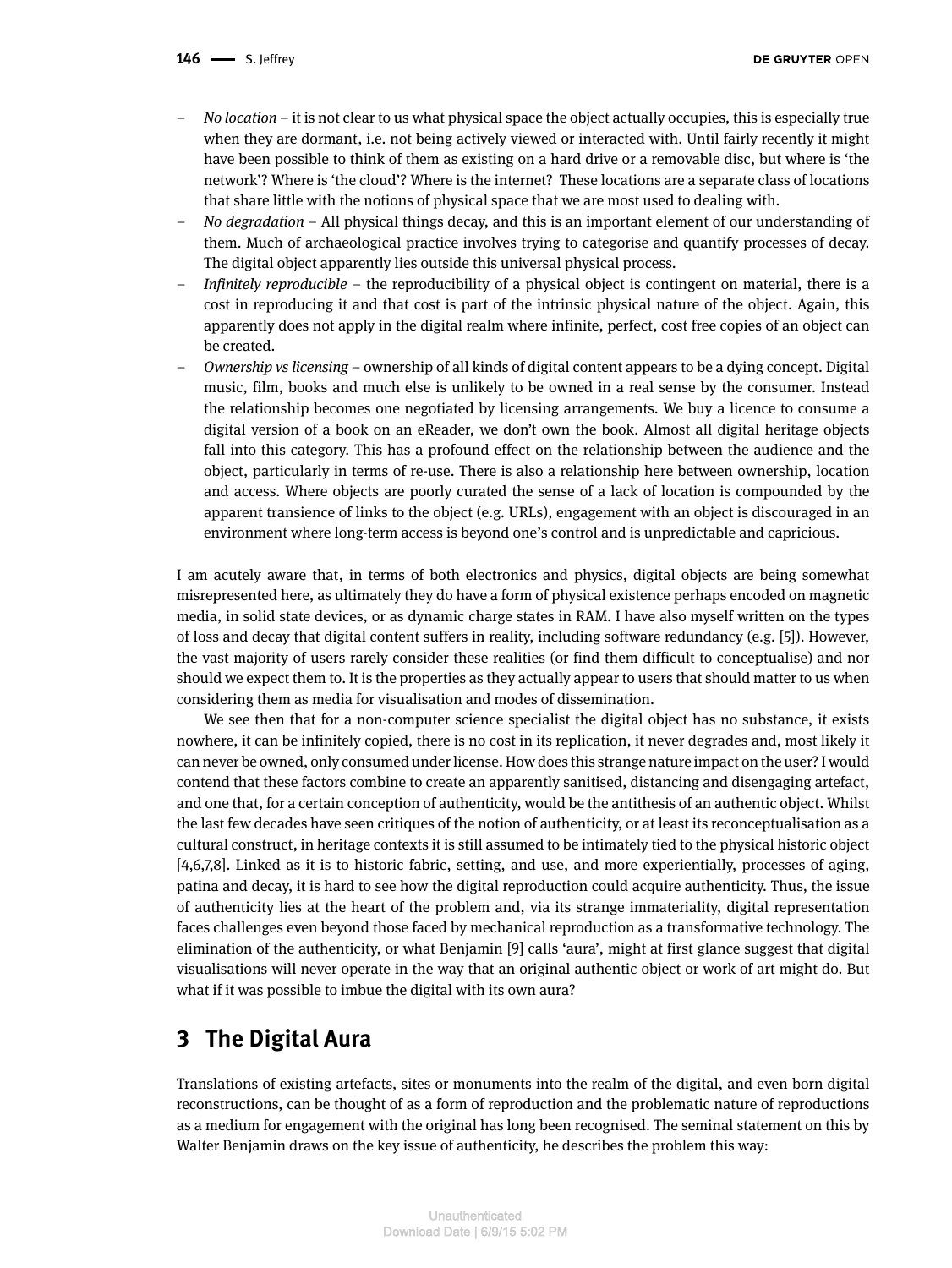- *No location* – it is not clear to us what physical space the object actually occupies, this is especially true when they are dormant, i.e. not being actively viewed or interacted with. Until fairly recently it might have been possible to think of them as existing on a hard drive or a removable disc, but where is 'the network'? Where is 'the cloud'? Where is the internet? These locations are a separate class of locations that share little with the notions of physical space that we are most used to dealing with.
- *No degradation* – All physical things decay, and this is an important element of our understanding of them. Much of archaeological practice involves trying to categorise and quantify processes of decay. The digital object apparently lies outside this universal physical process.
- *Infinitely reproducible* – the reproducibility of a physical object is contingent on material, there is a cost in reproducing it and that cost is part of the intrinsic physical nature of the object. Again, this apparently does not apply in the digital realm where infinite, perfect, cost free copies of an object can be created.
- *Ownership vs licensing* – ownership of all kinds of digital content appears to be a dying concept. Digital music, film, books and much else is unlikely to be owned in a real sense by the consumer. Instead the relationship becomes one negotiated by licensing arrangements. We buy a licence to consume a digital version of a book on an eReader, we don't own the book. Almost all digital heritage objects fall into this category. This has a profound effect on the relationship between the audience and the object, particularly in terms of re-use. There is also a relationship here between ownership, location and access. Where objects are poorly curated the sense of a lack of location is compounded by the apparent transience of links to the object (e.g. URLs), engagement with an object is discouraged in an environment where long-term access is beyond one's control and is unpredictable and capricious.

I am acutely aware that, in terms of both electronics and physics, digital objects are being somewhat misrepresented here, as ultimately they do have a form of physical existence perhaps encoded on magnetic media, in solid state devices, or as dynamic charge states in RAM. I have also myself written on the types of loss and decay that digital content suffers in reality, including software redundancy (e.g. [5]). However, the vast majority of users rarely consider these realities (or find them difficult to conceptualise) and nor should we expect them to. It is the properties as they actually appear to users that should matter to us when considering them as media for visualisation and modes of dissemination.

We see then that for a non-computer science specialist the digital object has no substance, it exists nowhere, it can be infinitely copied, there is no cost in its replication, it never degrades and, most likely it can never be owned, only consumed under license. How does this strange nature impact on the user? I would contend that these factors combine to create an apparently sanitised, distancing and disengaging artefact, and one that, for a certain conception of authenticity, would be the antithesis of an authentic object. Whilst the last few decades have seen critiques of the notion of authenticity, or at least its reconceptualisation as a cultural construct, in heritage contexts it is still assumed to be intimately tied to the physical historic object [4,6,7,8]. Linked as it is to historic fabric, setting, and use, and more experientially, processes of aging, patina and decay, it is hard to see how the digital reproduction could acquire authenticity. Thus, the issue of authenticity lies at the heart of the problem and, via its strange immateriality, digital representation faces challenges even beyond those faced by mechanical reproduction as a transformative technology. The elimination of the authenticity, or what Benjamin [9] calls 'aura', might at first glance suggest that digital visualisations will never operate in the way that an original authentic object or work of art might do. But what if it was possible to imbue the digital with its own aura?

## 3 The Digital Aura

Translations of existing artefacts, sites or monuments into the realm of the digital, and even born digital reconstructions, can be thought of as a form of reproduction and the problematic nature of reproductions as a medium for engagement with the original has long been recognised. The seminal statement on this by Walter Benjamin draws on the key issue of authenticity, he describes the problem this way: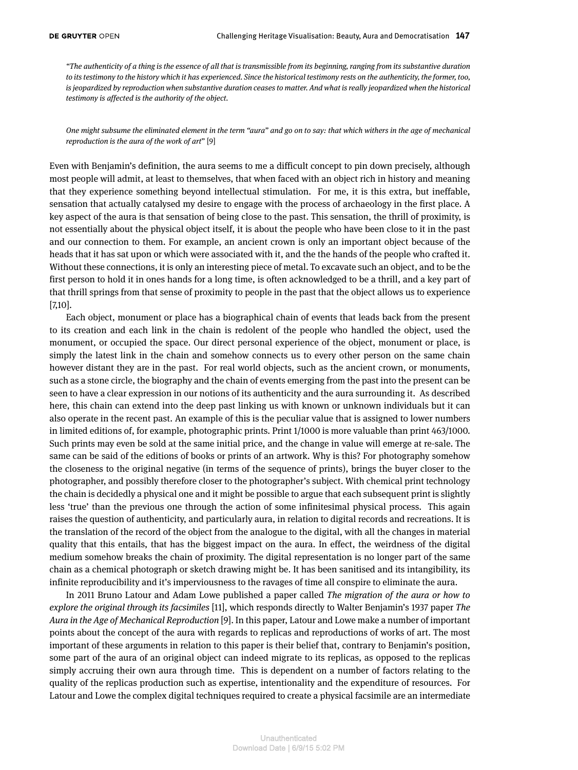*"The authenticity of a thing is the essence of all that is transmissible from its beginning, ranging from its substantive duration to its testimony to the history which it has experienced. Since the historical testimony rests on the authenticity, the former, too, is jeopardized by reproduction when substantive duration ceases to matter. And what is really jeopardized when the historical testimony is affected is the authority of the object.*

*One might subsume the eliminated element in the term "aura" and go on to say: that which withers in the age of mechanical reproduction is the aura of the work of art"* [9]

Even with Benjamin's definition, the aura seems to me a difficult concept to pin down precisely, although most people will admit, at least to themselves, that when faced with an object rich in history and meaning that they experience something beyond intellectual stimulation. For me, it is this extra, but ineffable, sensation that actually catalysed my desire to engage with the process of archaeology in the first place. A key aspect of the aura is that sensation of being close to the past. This sensation, the thrill of proximity, is not essentially about the physical object itself, it is about the people who have been close to it in the past and our connection to them. For example, an ancient crown is only an important object because of the heads that it has sat upon or which were associated with it, and the the hands of the people who crafted it. Without these connections, it is only an interesting piece of metal. To excavate such an object, and to be the first person to hold it in ones hands for a long time, is often acknowledged to be a thrill, and a key part of that thrill springs from that sense of proximity to people in the past that the object allows us to experience [7,10].

Each object, monument or place has a biographical chain of events that leads back from the present to its creation and each link in the chain is redolent of the people who handled the object, used the monument, or occupied the space. Our direct personal experience of the object, monument or place, is simply the latest link in the chain and somehow connects us to every other person on the same chain however distant they are in the past. For real world objects, such as the ancient crown, or monuments, such as a stone circle, the biography and the chain of events emerging from the past into the present can be seen to have a clear expression in our notions of its authenticity and the aura surrounding it. As described here, this chain can extend into the deep past linking us with known or unknown individuals but it can also operate in the recent past. An example of this is the peculiar value that is assigned to lower numbers in limited editions of, for example, photographic prints. Print 1/1000 is more valuable than print 463/1000. Such prints may even be sold at the same initial price, and the change in value will emerge at re-sale. The same can be said of the editions of books or prints of an artwork. Why is this? For photography somehow the closeness to the original negative (in terms of the sequence of prints), brings the buyer closer to the photographer, and possibly therefore closer to the photographer's subject. With chemical print technology the chain is decidedly a physical one and it might be possible to argue that each subsequent print is slightly less 'true' than the previous one through the action of some infinitesimal physical process. This again raises the question of authenticity, and particularly aura, in relation to digital records and recreations. It is the translation of the record of the object from the analogue to the digital, with all the changes in material quality that this entails, that has the biggest impact on the aura. In effect, the weirdness of the digital medium somehow breaks the chain of proximity. The digital representation is no longer part of the same chain as a chemical photograph or sketch drawing might be. It has been sanitised and its intangibility, its infinite reproducibility and it's imperviousness to the ravages of time all conspire to eliminate the aura.

In 2011 Bruno Latour and Adam Lowe published a paper called *The migration of the aura or how to explore the original through its facsimiles* [11], which responds directly to Walter Benjamin's 1937 paper *The Aura in the Age of Mechanical Reproduction* [9]. In this paper, Latour and Lowe make a number of important points about the concept of the aura with regards to replicas and reproductions of works of art. The most important of these arguments in relation to this paper is their belief that, contrary to Benjamin's position, some part of the aura of an original object can indeed migrate to its replicas, as opposed to the replicas simply accruing their own aura through time. This is dependent on a number of factors relating to the quality of the replicas production such as expertise, intentionality and the expenditure of resources. For Latour and Lowe the complex digital techniques required to create a physical facsimile are an intermediate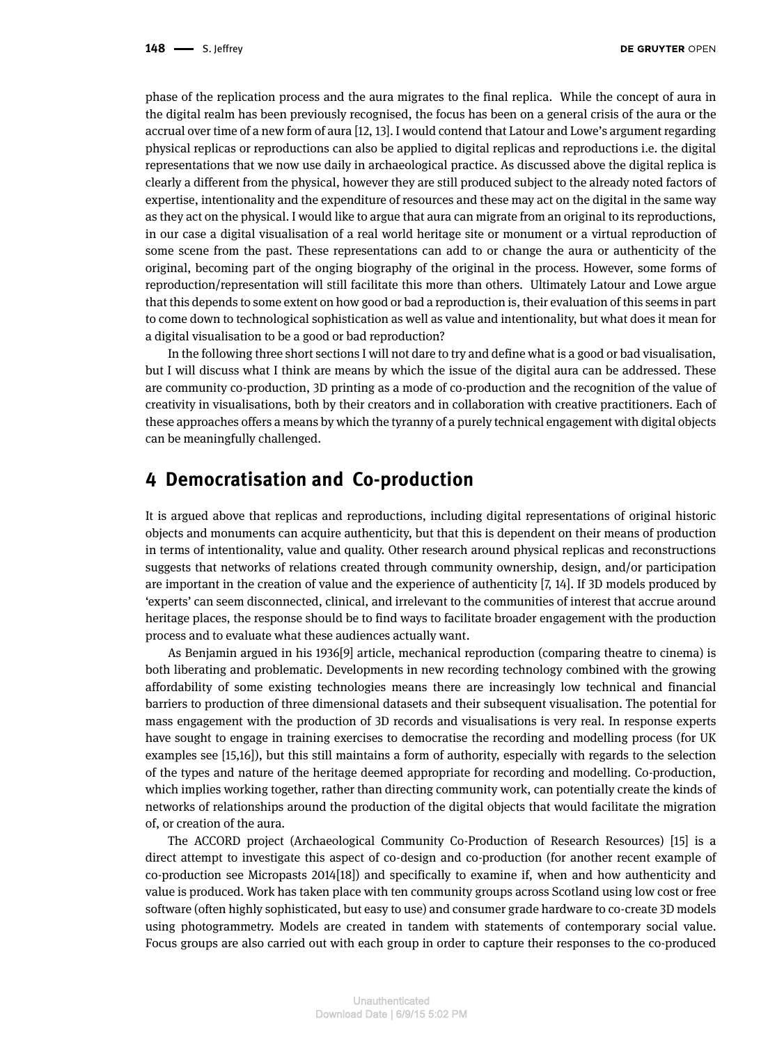phase of the replication process and the aura migrates to the final replica. While the concept of aura in the digital realm has been previously recognised, the focus has been on a general crisis of the aura or the accrual over time of a new form of aura [12, 13]. I would contend that Latour and Lowe's argument regarding physical replicas or reproductions can also be applied to digital replicas and reproductions i.e. the digital representations that we now use daily in archaeological practice. As discussed above the digital replica is clearly a different from the physical, however they are still produced subject to the already noted factors of expertise, intentionality and the expenditure of resources and these may act on the digital in the same way as they act on the physical. I would like to argue that aura can migrate from an original to its reproductions, in our case a digital visualisation of a real world heritage site or monument or a virtual reproduction of some scene from the past. These representations can add to or change the aura or authenticity of the original, becoming part of the onging biography of the original in the process. However, some forms of reproduction/representation will still facilitate this more than others. Ultimately Latour and Lowe argue that this depends to some extent on how good or bad a reproduction is, their evaluation of this seems in part to come down to technological sophistication as well as value and intentionality, but what does it mean for a digital visualisation to be a good or bad reproduction?

In the following three short sections I will not dare to try and define what is a good or bad visualisation, but I will discuss what I think are means by which the issue of the digital aura can be addressed. These are community co-production, 3D printing as a mode of co-production and the recognition of the value of creativity in visualisations, both by their creators and in collaboration with creative practitioners. Each of these approaches offers a means by which the tyranny of a purely technical engagement with digital objects can be meaningfully challenged.

## 4 Democratisation and Co-production

It is argued above that replicas and reproductions, including digital representations of original historic objects and monuments can acquire authenticity, but that this is dependent on their means of production in terms of intentionality, value and quality. Other research around physical replicas and reconstructions suggests that networks of relations created through community ownership, design, and/or participation are important in the creation of value and the experience of authenticity [7, 14]. If 3D models produced by 'experts' can seem disconnected, clinical, and irrelevant to the communities of interest that accrue around heritage places, the response should be to find ways to facilitate broader engagement with the production process and to evaluate what these audiences actually want.

As Benjamin argued in his 1936[9] article, mechanical reproduction (comparing theatre to cinema) is both liberating and problematic. Developments in new recording technology combined with the growing affordability of some existing technologies means there are increasingly low technical and financial barriers to production of three dimensional datasets and their subsequent visualisation. The potential for mass engagement with the production of 3D records and visualisations is very real. In response experts have sought to engage in training exercises to democratise the recording and modelling process (for UK examples see [15,16]), but this still maintains a form of authority, especially with regards to the selection of the types and nature of the heritage deemed appropriate for recording and modelling. Co-production, which implies working together, rather than directing community work, can potentially create the kinds of networks of relationships around the production of the digital objects that would facilitate the migration of, or creation of the aura.

The ACCORD project (Archaeological Community Co-Production of Research Resources) [15] is a direct attempt to investigate this aspect of co-design and co-production (for another recent example of co-production see Micropasts 2014[18]) and specifically to examine if, when and how authenticity and value is produced. Work has taken place with ten community groups across Scotland using low cost or free software (often highly sophisticated, but easy to use) and consumer grade hardware to co-create 3D models using photogrammetry. Models are created in tandem with statements of contemporary social value. Focus groups are also carried out with each group in order to capture their responses to the co-produced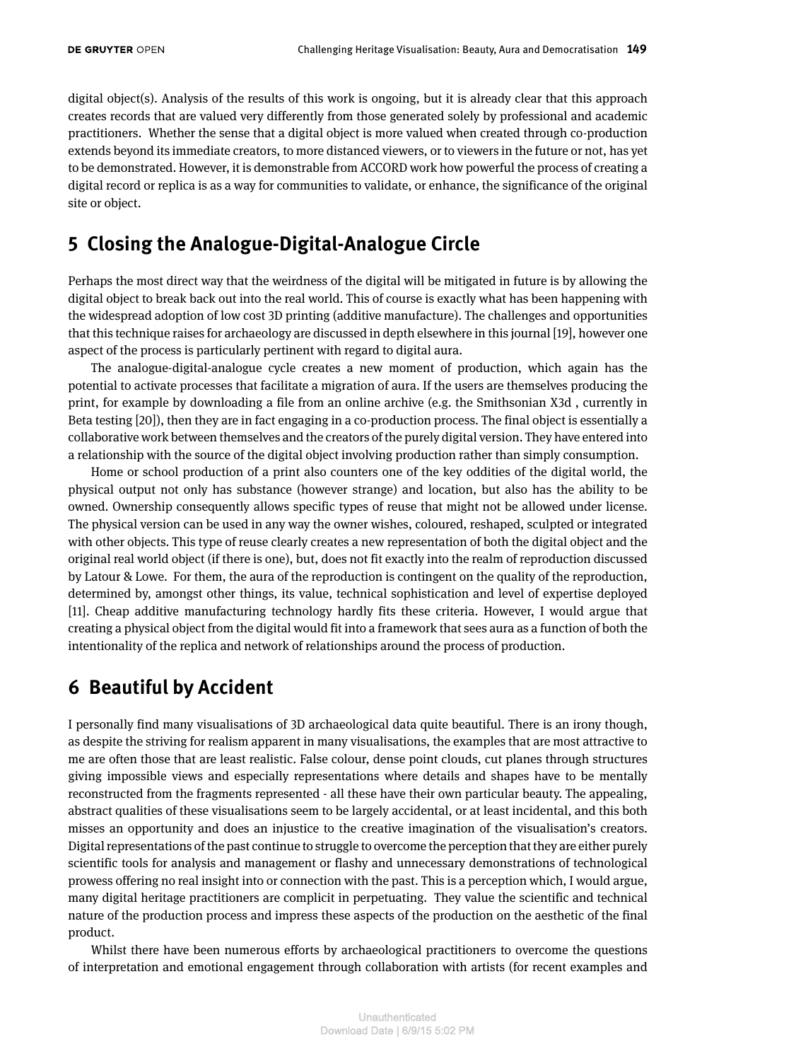digital object(s). Analysis of the results of this work is ongoing, but it is already clear that this approach creates records that are valued very differently from those generated solely by professional and academic practitioners. Whether the sense that a digital object is more valued when created through co-production extends beyond its immediate creators, to more distanced viewers, or to viewers in the future or not, has yet to be demonstrated. However, it is demonstrable from ACCORD work how powerful the process of creating a digital record or replica is as a way for communities to validate, or enhance, the significance of the original site or object.

## 5 Closing the Analogue-Digital-Analogue Circle

Perhaps the most direct way that the weirdness of the digital will be mitigated in future is by allowing the digital object to break back out into the real world. This of course is exactly what has been happening with the widespread adoption of low cost 3D printing (additive manufacture). The challenges and opportunities that this technique raises for archaeology are discussed in depth elsewhere in this journal [19], however one aspect of the process is particularly pertinent with regard to digital aura.

The analogue-digital-analogue cycle creates a new moment of production, which again has the potential to activate processes that facilitate a migration of aura. If the users are themselves producing the print, for example by downloading a file from an online archive (e.g. the Smithsonian X3d , currently in Beta testing [20]), then they are in fact engaging in a co-production process. The final object is essentially a collaborative work between themselves and the creators of the purely digital version. They have entered into a relationship with the source of the digital object involving production rather than simply consumption.

Home or school production of a print also counters one of the key oddities of the digital world, the physical output not only has substance (however strange) and location, but also has the ability to be owned. Ownership consequently allows specific types of reuse that might not be allowed under license. The physical version can be used in any way the owner wishes, coloured, reshaped, sculpted or integrated with other objects. This type of reuse clearly creates a new representation of both the digital object and the original real world object (if there is one), but, does not fit exactly into the realm of reproduction discussed by Latour & Lowe. For them, the aura of the reproduction is contingent on the quality of the reproduction, determined by, amongst other things, its value, technical sophistication and level of expertise deployed [11]. Cheap additive manufacturing technology hardly fits these criteria. However, I would argue that creating a physical object from the digital would fit into a framework that sees aura as a function of both the intentionality of the replica and network of relationships around the process of production.

## 6 Beautiful by Accident

I personally find many visualisations of 3D archaeological data quite beautiful. There is an irony though, as despite the striving for realism apparent in many visualisations, the examples that are most attractive to me are often those that are least realistic. False colour, dense point clouds, cut planes through structures giving impossible views and especially representations where details and shapes have to be mentally reconstructed from the fragments represented - all these have their own particular beauty. The appealing, abstract qualities of these visualisations seem to be largely accidental, or at least incidental, and this both misses an opportunity and does an injustice to the creative imagination of the visualisation's creators. Digital representations of the past continue to struggle to overcome the perception that they are either purely scientific tools for analysis and management or flashy and unnecessary demonstrations of technological prowess offering no real insight into or connection with the past. This is a perception which, I would argue, many digital heritage practitioners are complicit in perpetuating. They value the scientific and technical nature of the production process and impress these aspects of the production on the aesthetic of the final product.

Whilst there have been numerous efforts by archaeological practitioners to overcome the questions of interpretation and emotional engagement through collaboration with artists (for recent examples and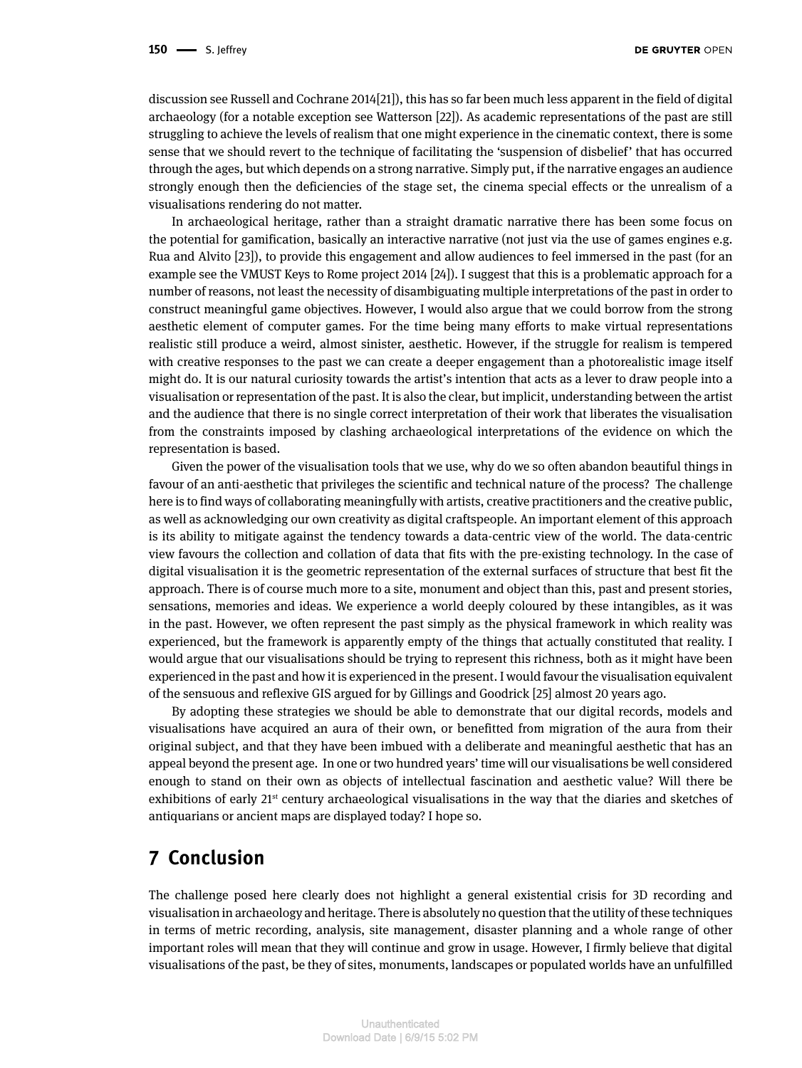discussion see Russell and Cochrane 2014[21]), this has so far been much less apparent in the field of digital archaeology (for a notable exception see Watterson [22]). As academic representations of the past are still struggling to achieve the levels of realism that one might experience in the cinematic context, there is some sense that we should revert to the technique of facilitating the 'suspension of disbelief' that has occurred through the ages, but which depends on a strong narrative. Simply put, if the narrative engages an audience strongly enough then the deficiencies of the stage set, the cinema special effects or the unrealism of a visualisations rendering do not matter.

In archaeological heritage, rather than a straight dramatic narrative there has been some focus on the potential for gamification, basically an interactive narrative (not just via the use of games engines e.g. Rua and Alvito [23]), to provide this engagement and allow audiences to feel immersed in the past (for an example see the VMUST Keys to Rome project 2014 [24]). I suggest that this is a problematic approach for a number of reasons, not least the necessity of disambiguating multiple interpretations of the past in order to construct meaningful game objectives. However, I would also argue that we could borrow from the strong aesthetic element of computer games. For the time being many efforts to make virtual representations realistic still produce a weird, almost sinister, aesthetic. However, if the struggle for realism is tempered with creative responses to the past we can create a deeper engagement than a photorealistic image itself might do. It is our natural curiosity towards the artist's intention that acts as a lever to draw people into a visualisation or representation of the past. It is also the clear, but implicit, understanding between the artist and the audience that there is no single correct interpretation of their work that liberates the visualisation from the constraints imposed by clashing archaeological interpretations of the evidence on which the representation is based.

Given the power of the visualisation tools that we use, why do we so often abandon beautiful things in favour of an anti-aesthetic that privileges the scientific and technical nature of the process? The challenge here is to find ways of collaborating meaningfully with artists, creative practitioners and the creative public, as well as acknowledging our own creativity as digital craftspeople. An important element of this approach is its ability to mitigate against the tendency towards a data-centric view of the world. The data-centric view favours the collection and collation of data that fits with the pre-existing technology. In the case of digital visualisation it is the geometric representation of the external surfaces of structure that best fit the approach. There is of course much more to a site, monument and object than this, past and present stories, sensations, memories and ideas. We experience a world deeply coloured by these intangibles, as it was in the past. However, we often represent the past simply as the physical framework in which reality was experienced, but the framework is apparently empty of the things that actually constituted that reality. I would argue that our visualisations should be trying to represent this richness, both as it might have been experienced in the past and how it is experienced in the present. I would favour the visualisation equivalent of the sensuous and reflexive GIS argued for by Gillings and Goodrick [25] almost 20 years ago.

By adopting these strategies we should be able to demonstrate that our digital records, models and visualisations have acquired an aura of their own, or benefitted from migration of the aura from their original subject, and that they have been imbued with a deliberate and meaningful aesthetic that has an appeal beyond the present age. In one or two hundred years' time will our visualisations be well considered enough to stand on their own as objects of intellectual fascination and aesthetic value? Will there be exhibitions of early 21st century archaeological visualisations in the way that the diaries and sketches of antiquarians or ancient maps are displayed today? I hope so.

## 7 Conclusion

The challenge posed here clearly does not highlight a general existential crisis for 3D recording and visualisation in archaeology and heritage. There is absolutely no question that the utility of these techniques in terms of metric recording, analysis, site management, disaster planning and a whole range of other important roles will mean that they will continue and grow in usage. However, I firmly believe that digital visualisations of the past, be they of sites, monuments, landscapes or populated worlds have an unfulfilled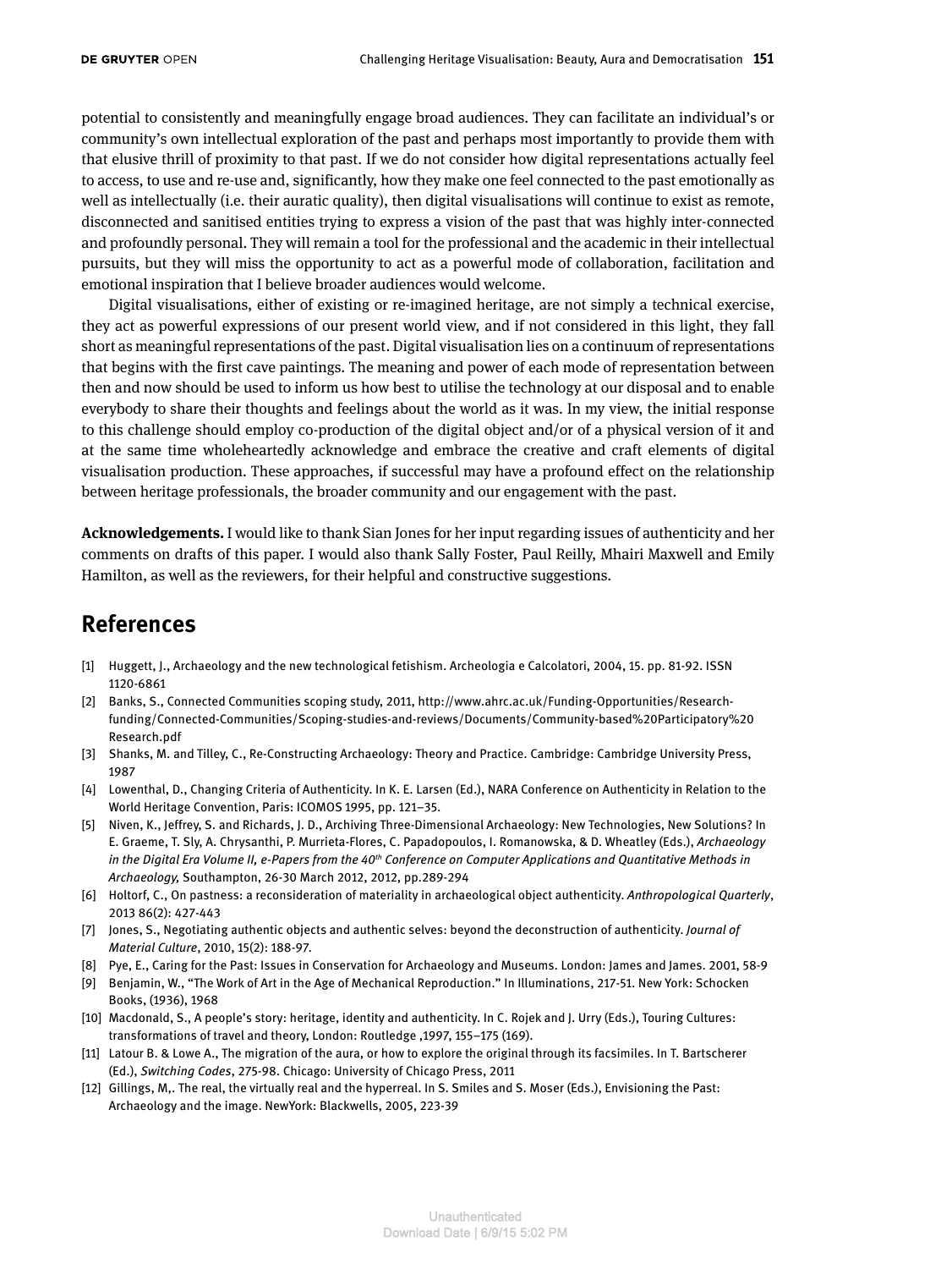potential to consistently and meaningfully engage broad audiences. They can facilitate an individual's or community's own intellectual exploration of the past and perhaps most importantly to provide them with that elusive thrill of proximity to that past. If we do not consider how digital representations actually feel to access, to use and re-use and, significantly, how they make one feel connected to the past emotionally as well as intellectually (i.e. their auratic quality), then digital visualisations will continue to exist as remote, disconnected and sanitised entities trying to express a vision of the past that was highly inter-connected and profoundly personal. They will remain a tool for the professional and the academic in their intellectual pursuits, but they will miss the opportunity to act as a powerful mode of collaboration, facilitation and emotional inspiration that I believe broader audiences would welcome.

Digital visualisations, either of existing or re-imagined heritage, are not simply a technical exercise, they act as powerful expressions of our present world view, and if not considered in this light, they fall short as meaningful representations of the past. Digital visualisation lies on a continuum of representations that begins with the first cave paintings. The meaning and power of each mode of representation between then and now should be used to inform us how best to utilise the technology at our disposal and to enable everybody to share their thoughts and feelings about the world as it was. In my view, the initial response to this challenge should employ co-production of the digital object and/or of a physical version of it and at the same time wholeheartedly acknowledge and embrace the creative and craft elements of digital visualisation production. These approaches, if successful may have a profound effect on the relationship between heritage professionals, the broader community and our engagement with the past.

**Acknowledgements.** I would like to thank Sian Jones for her input regarding issues of authenticity and her comments on drafts of this paper. I would also thank Sally Foster, Paul Reilly, Mhairi Maxwell and Emily Hamilton, as well as the reviewers, for their helpful and constructive suggestions.

## References

[1] Huggett, J., Archaeology and the new technological fetishism. Archeologia e Calcolatori, 2004, 15. pp. 81-92. ISSN 1120-6861

[2] Banks, S., Connected Communities scoping study, 2011, http://www.ahrc.ac.uk/Funding-Opportunities/Research-funding/Connected-Communities/Scoping-studies-and-reviews/Documents/Community-based%20Participatory%20Research.pdf

[3] Shanks, M. and Tilley, C., Re-Constructing Archaeology: Theory and Practice. Cambridge: Cambridge University Press, 1987

[4] Lowenthal, D., Changing Criteria of Authenticity. In K. E. Larsen (Ed.), NARA Conference on Authenticity in Relation to the World Heritage Convention, Paris: ICOMOS 1995, pp. 121–35.

[5] Niven, K., Jeffrey, S. and Richards, J. D., Archiving Three-Dimensional Archaeology: New Technologies, New Solutions? In E. Graeme, T. Sly, A. Chrysanthi, P. Murrieta-Flores, C. Papadopoulos, I. Romanowska, & D. Wheatley (Eds.), *Archaeology in the Digital Era Volume II, e-Papers from the 40th Conference on Computer Applications and Quantitative Methods in Archaeology,* Southampton, 26-30 March 2012, 2012, pp.289-294

[6] Holtorf, C., On pastness: a reconsideration of materiality in archaeological object authenticity. *Anthropological Quarterly*, 2013 86(2): 427-443

[7] Jones, S., Negotiating authentic objects and authentic selves: beyond the deconstruction of authenticity. *Journal of Material Culture*, 2010, 15(2): 188-97.

[8] Pye, E., Caring for the Past: Issues in Conservation for Archaeology and Museums. London: James and James. 2001, 58-9

[9] Benjamin, W., "The Work of Art in the Age of Mechanical Reproduction." In Illuminations, 217-51. New York: Schocken Books, (1936), 1968

[10] Macdonald, S., A people's story: heritage, identity and authenticity. In C. Rojek and J. Urry (Eds.), Touring Cultures: transformations of travel and theory, London: Routledge ,1997, 155–175 (169).

[11] Latour B. & Lowe A., The migration of the aura, or how to explore the original through its facsimiles. In T. Bartscherer (Ed.), *Switching Codes*, 275-98. Chicago: University of Chicago Press, 2011

[12] Gillings, M,. The real, the virtually real and the hyperreal. In S. Smiles and S. Moser (Eds.), Envisioning the Past: Archaeology and the image. NewYork: Blackwells, 2005, 223-39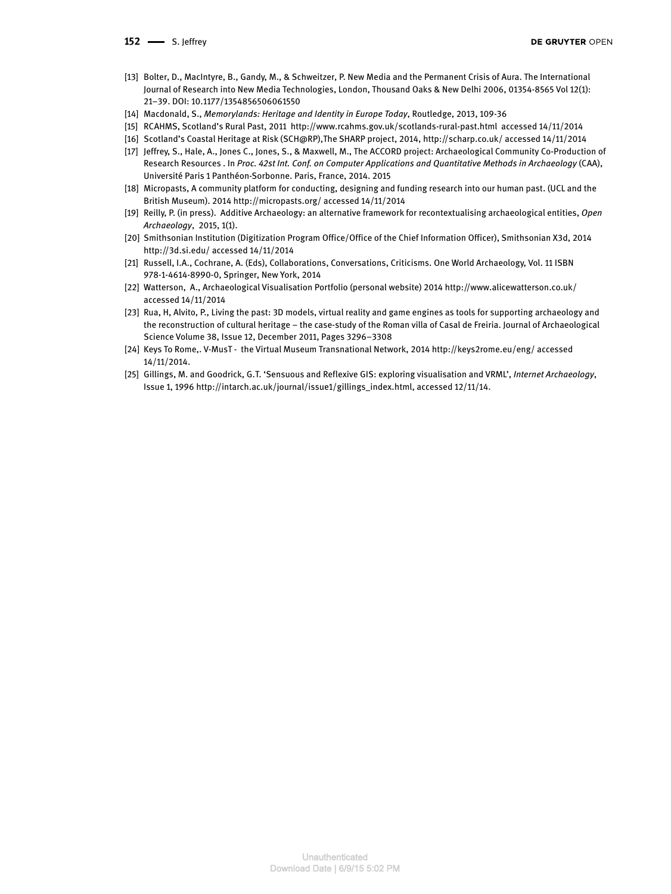[13] Bolter, D., MacIntyre, B., Gandy, M., & Schweitzer, P. New Media and the Permanent Crisis of Aura. The International Journal of Research into New Media Technologies, London, Thousand Oaks & New Delhi 2006, 01354-8565 Vol 12(1): 21–39. DOI: 10.1177/1354856506061550

[14] Macdonald, S., *Memorylands: Heritage and Identity in Europe Today*, Routledge, 2013, 109-36

[15] RCAHMS, Scotland's Rural Past, 2011 http://www.rcahms.gov.uk/scotlands-rural-past.html accessed 14/11/2014

[16] Scotland's Coastal Heritage at Risk (SCH@RP),The SHARP project, 2014, http://scharp.co.uk/ accessed 14/11/2014

[17] Jeffrey, S., Hale, A., Jones C., Jones, S., & Maxwell, M., The ACCORD project: Archaeological Community Co-Production of Research Resources . In *Proc. 42st Int. Conf. on Computer Applications and Quantitative Methods in Archaeology* (CAA), Université Paris 1 Panthéon-Sorbonne. Paris, France, 2014. 2015

[18] Micropasts, A community platform for conducting, designing and funding research into our human past. (UCL and the British Museum). 2014 http://micropasts.org/ accessed 14/11/2014

[19] Reilly, P. (in press). Additive Archaeology: an alternative framework for recontextualising archaeological entities, *Open Archaeology*, 2015, 1(1).

[20] Smithsonian Institution (Digitization Program Office/Office of the Chief Information Officer), Smithsonian X3d, 2014 http://3d.si.edu/ accessed 14/11/2014

[21] Russell, I.A., Cochrane, A. (Eds), Collaborations, Conversations, Criticisms. One World Archaeology, Vol. 11 ISBN 978-1-4614-8990-0, Springer, New York, 2014

[22] Watterson, A., Archaeological Visualisation Portfolio (personal website) 2014 http://www.alicewatterson.co.uk/ accessed 14/11/2014

[23] Rua, H, Alvito, P., Living the past: 3D models, virtual reality and game engines as tools for supporting archaeology and the reconstruction of cultural heritage – the case-study of the Roman villa of Casal de Freiria. Journal of Archaeological Science Volume 38, Issue 12, December 2011, Pages 3296–3308

[24] Keys To Rome,. V-MusT - the Virtual Museum Transnational Network, 2014 http://keys2rome.eu/eng/ accessed 14/11/2014.

[25] Gillings, M. and Goodrick, G.T. 'Sensuous and Reflexive GIS: exploring visualisation and VRML', *Internet Archaeology*, Issue 1, 1996 http://intarch.ac.uk/journal/issue1/gillings_index.html, accessed 12/11/14.